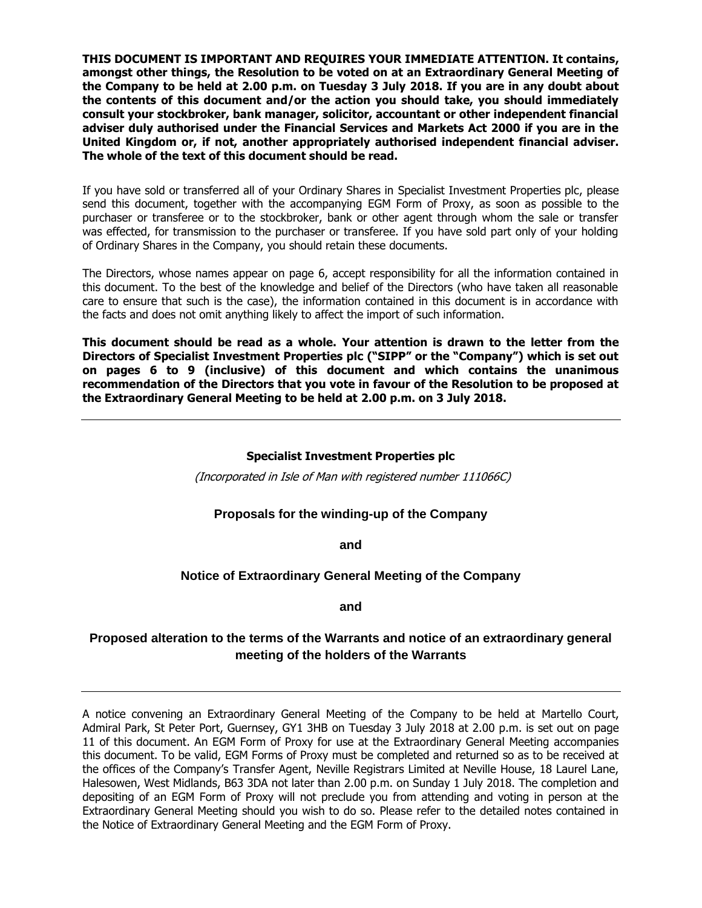**THIS DOCUMENT IS IMPORTANT AND REQUIRES YOUR IMMEDIATE ATTENTION. It contains, amongst other things, the Resolution to be voted on at an Extraordinary General Meeting of the Company to be held at 2.00 p.m. on Tuesday 3 July 2018. If you are in any doubt about the contents of this document and/or the action you should take, you should immediately consult your stockbroker, bank manager, solicitor, accountant or other independent financial adviser duly authorised under the Financial Services and Markets Act 2000 if you are in the United Kingdom or, if not, another appropriately authorised independent financial adviser. The whole of the text of this document should be read.**

If you have sold or transferred all of your Ordinary Shares in Specialist Investment Properties plc, please send this document, together with the accompanying EGM Form of Proxy, as soon as possible to the purchaser or transferee or to the stockbroker, bank or other agent through whom the sale or transfer was effected, for transmission to the purchaser or transferee. If you have sold part only of your holding of Ordinary Shares in the Company, you should retain these documents.

The Directors, whose names appear on page 6, accept responsibility for all the information contained in this document. To the best of the knowledge and belief of the Directors (who have taken all reasonable care to ensure that such is the case), the information contained in this document is in accordance with the facts and does not omit anything likely to affect the import of such information.

**This document should be read as a whole. Your attention is drawn to the letter from the Directors of Specialist Investment Properties plc ("SIPP" or the "Company") which is set out on pages 6 to 9 (inclusive) of this document and which contains the unanimous recommendation of the Directors that you vote in favour of the Resolution to be proposed at the Extraordinary General Meeting to be held at 2.00 p.m. on 3 July 2018.**

---

**Specialist Investment Properties plc**

*(Incorporated in Isle of Man with registered number 111066C)*

## Proposals for the winding-up of the Company

**and**

## Notice of Extraordinary General Meeting of the Company

**and**

## Proposed alteration to the terms of the Warrants and notice of an extraordinary general meeting of the holders of the Warrants

---

A notice convening an Extraordinary General Meeting of the Company to be held at Martello Court, Admiral Park, St Peter Port, Guernsey, GY1 3HB on Tuesday 3 July 2018 at 2.00 p.m. is set out on page 11 of this document. An EGM Form of Proxy for use at the Extraordinary General Meeting accompanies this document. To be valid, EGM Forms of Proxy must be completed and returned so as to be received at the offices of the Company's Transfer Agent, Neville Registrars Limited at Neville House, 18 Laurel Lane, Halesowen, West Midlands, B63 3DA not later than 2.00 p.m. on Sunday 1 July 2018. The completion and depositing of an EGM Form of Proxy will not preclude you from attending and voting in person at the Extraordinary General Meeting should you wish to do so. Please refer to the detailed notes contained in the Notice of Extraordinary General Meeting and the EGM Form of Proxy.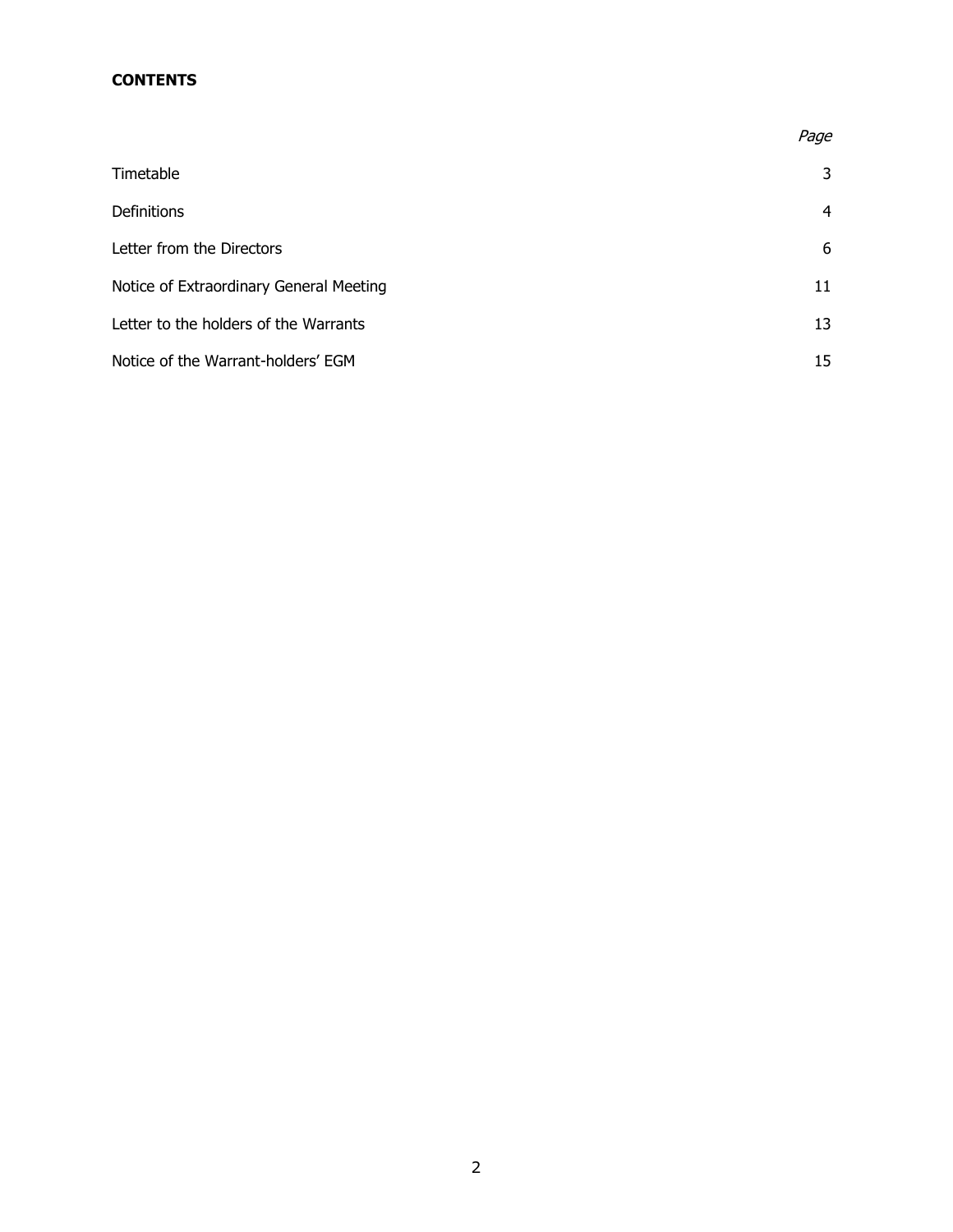**CONTENTS**

| | *Page* |
|---|---|
| Timetable | 3 |
| Definitions | 4 |
| Letter from the Directors | 6 |
| Notice of Extraordinary General Meeting | 11 |
| Letter to the holders of the Warrants | 13 |
| Notice of the Warrant-holders' EGM | 15 |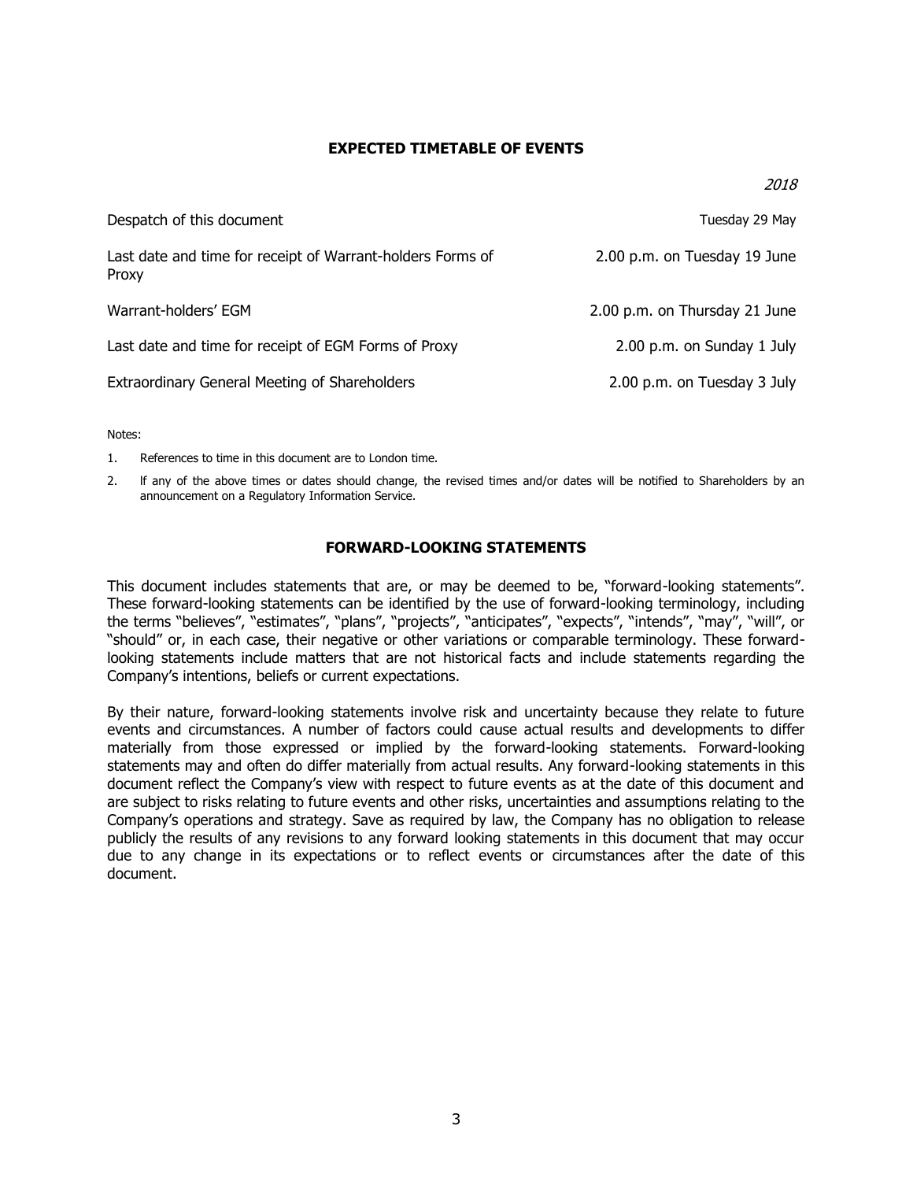## EXPECTED TIMETABLE OF EVENTS

| | *2018* |
|---|---|
| Despatch of this document | Tuesday 29 May |
| Last date and time for receipt of Warrant-holders Forms of Proxy | 2.00 p.m. on Tuesday 19 June |
| Warrant-holders' EGM | 2.00 p.m. on Thursday 21 June |
| Last date and time for receipt of EGM Forms of Proxy | 2.00 p.m. on Sunday 1 July |
| Extraordinary General Meeting of Shareholders | 2.00 p.m. on Tuesday 3 July |

Notes:

1. References to time in this document are to London time.
2. lf any of the above times or dates should change, the revised times and/or dates will be notified to Shareholders by an announcement on a Regulatory Information Service.

## FORWARD-LOOKING STATEMENTS

This document includes statements that are, or may be deemed to be, "forward-looking statements". These forward-looking statements can be identified by the use of forward-looking terminology, including the terms "believes", "estimates", "plans", "projects", "anticipates", "expects", "intends", "may", "will", or "should" or, in each case, their negative or other variations or comparable terminology. These forward-looking statements include matters that are not historical facts and include statements regarding the Company's intentions, beliefs or current expectations.

By their nature, forward-looking statements involve risk and uncertainty because they relate to future events and circumstances. A number of factors could cause actual results and developments to differ materially from those expressed or implied by the forward-looking statements. Forward-looking statements may and often do differ materially from actual results. Any forward-looking statements in this document reflect the Company's view with respect to future events as at the date of this document and are subject to risks relating to future events and other risks, uncertainties and assumptions relating to the Company's operations and strategy. Save as required by law, the Company has no obligation to release publicly the results of any revisions to any forward looking statements in this document that may occur due to any change in its expectations or to reflect events or circumstances after the date of this document.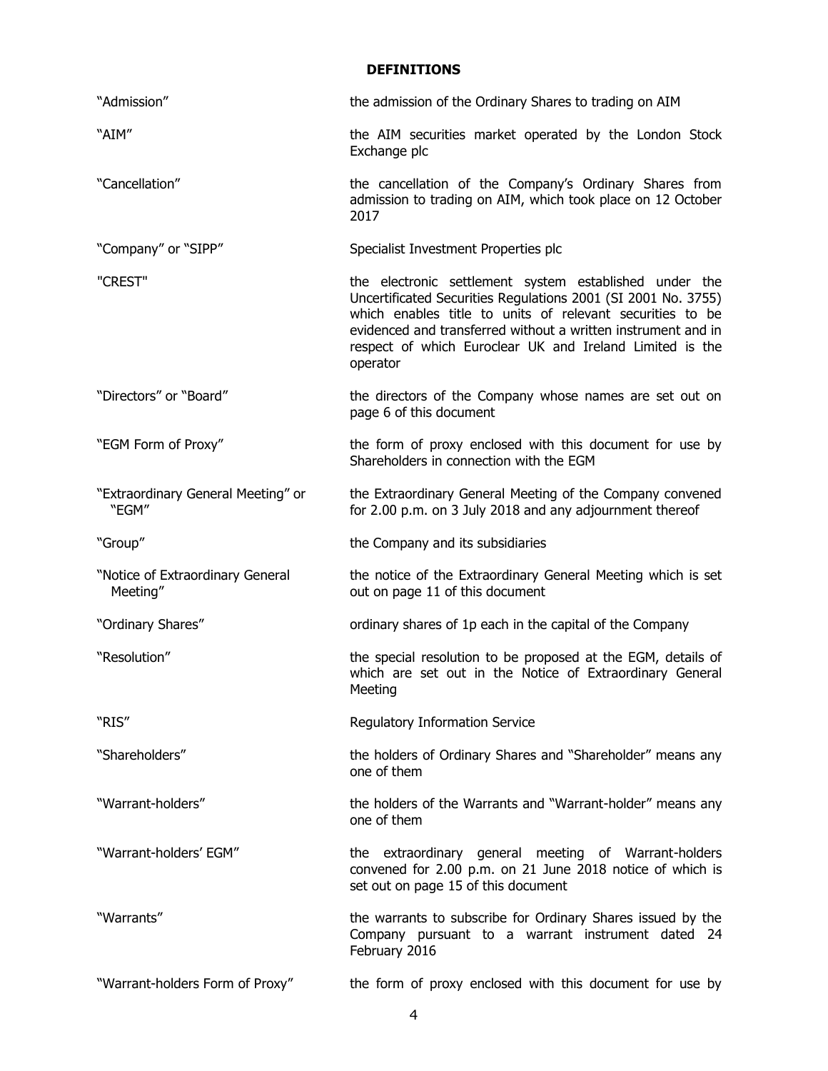## DEFINITIONS

| | |
|---|---|
| "Admission" | the admission of the Ordinary Shares to trading on AIM |
| "AIM" | the AIM securities market operated by the London Stock Exchange plc |
| "Cancellation" | the cancellation of the Company's Ordinary Shares from admission to trading on AIM, which took place on 12 October 2017 |
| "Company" or "SIPP" | Specialist Investment Properties plc |
| "CREST" | the electronic settlement system established under the Uncertificated Securities Regulations 2001 (SI 2001 No. 3755) which enables title to units of relevant securities to be evidenced and transferred without a written instrument and in respect of which Euroclear UK and Ireland Limited is the operator |
| "Directors" or "Board" | the directors of the Company whose names are set out on page 6 of this document |
| "EGM Form of Proxy" | the form of proxy enclosed with this document for use by Shareholders in connection with the EGM |
| "Extraordinary General Meeting" or "EGM" | the Extraordinary General Meeting of the Company convened for 2.00 p.m. on 3 July 2018 and any adjournment thereof |
| "Group" | the Company and its subsidiaries |
| "Notice of Extraordinary General Meeting" | the notice of the Extraordinary General Meeting which is set out on page 11 of this document |
| "Ordinary Shares" | ordinary shares of 1p each in the capital of the Company |
| "Resolution" | the special resolution to be proposed at the EGM, details of which are set out in the Notice of Extraordinary General Meeting |
| "RIS" | Regulatory Information Service |
| "Shareholders" | the holders of Ordinary Shares and "Shareholder" means any one of them |
| "Warrant-holders" | the holders of the Warrants and "Warrant-holder" means any one of them |
| "Warrant-holders' EGM" | the extraordinary general meeting of Warrant-holders convened for 2.00 p.m. on 21 June 2018 notice of which is set out on page 15 of this document |
| "Warrants" | the warrants to subscribe for Ordinary Shares issued by the Company pursuant to a warrant instrument dated 24 February 2016 |
| "Warrant-holders Form of Proxy" | the form of proxy enclosed with this document for use by |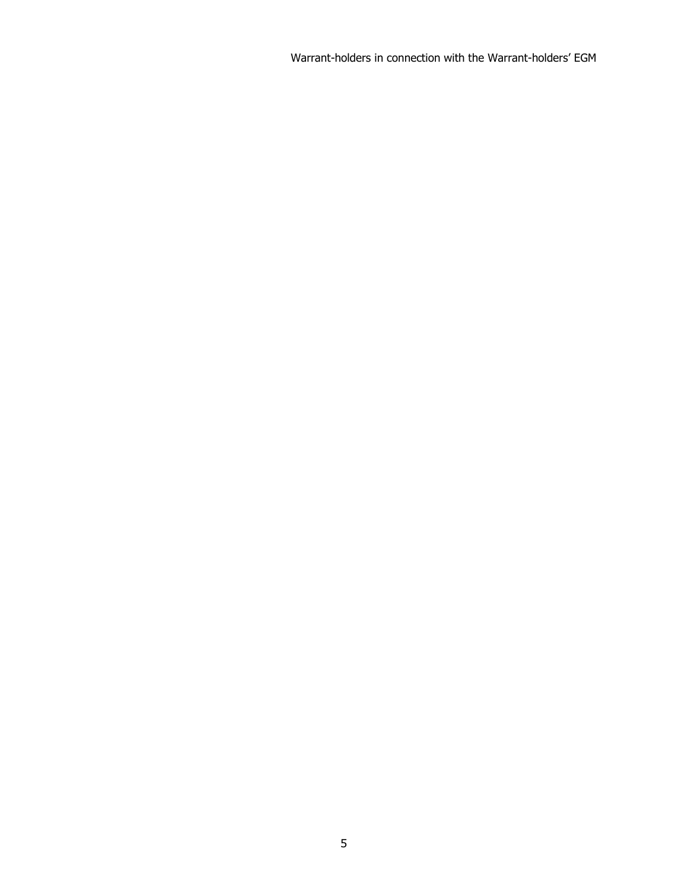Warrant-holders in connection with the Warrant-holders' EGM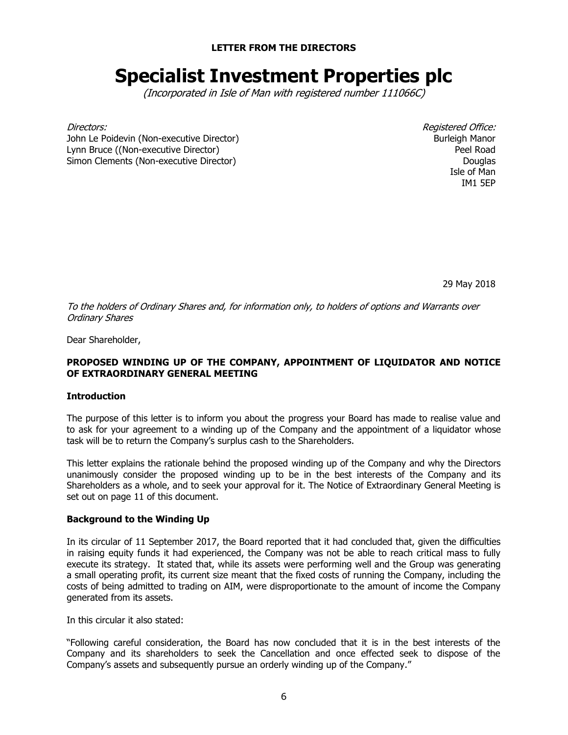**LETTER FROM THE DIRECTORS**

# Specialist Investment Properties plc

*(Incorporated in Isle of Man with registered number 111066C)*

*Directors:*
John Le Poidevin (Non-executive Director)
Lynn Bruce ((Non-executive Director)
Simon Clements (Non-executive Director)

*Registered Office:*
Burleigh Manor
Peel Road
Douglas
Isle of Man
IM1 5EP

29 May 2018

*To the holders of Ordinary Shares and, for information only, to holders of options and Warrants over Ordinary Shares*

Dear Shareholder,

**PROPOSED WINDING UP OF THE COMPANY, APPOINTMENT OF LIQUIDATOR AND NOTICE OF EXTRAORDINARY GENERAL MEETING**

**Introduction**

The purpose of this letter is to inform you about the progress your Board has made to realise value and to ask for your agreement to a winding up of the Company and the appointment of a liquidator whose task will be to return the Company's surplus cash to the Shareholders.

This letter explains the rationale behind the proposed winding up of the Company and why the Directors unanimously consider the proposed winding up to be in the best interests of the Company and its Shareholders as a whole, and to seek your approval for it. The Notice of Extraordinary General Meeting is set out on page 11 of this document.

**Background to the Winding Up**

In its circular of 11 September 2017, the Board reported that it had concluded that, given the difficulties in raising equity funds it had experienced, the Company was not be able to reach critical mass to fully execute its strategy. It stated that, while its assets were performing well and the Group was generating a small operating profit, its current size meant that the fixed costs of running the Company, including the costs of being admitted to trading on AIM, were disproportionate to the amount of income the Company generated from its assets.

In this circular it also stated:

"Following careful consideration, the Board has now concluded that it is in the best interests of the Company and its shareholders to seek the Cancellation and once effected seek to dispose of the Company's assets and subsequently pursue an orderly winding up of the Company."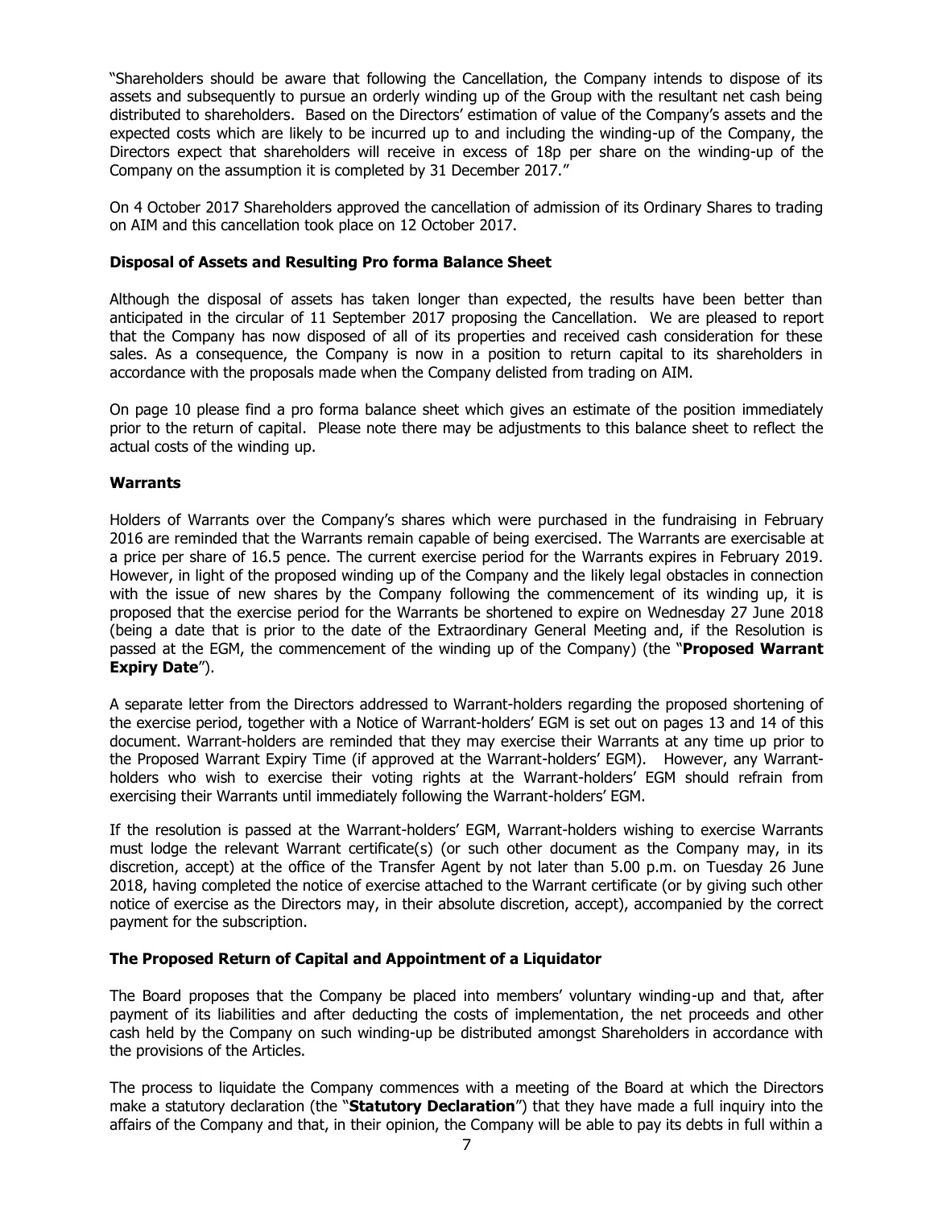"Shareholders should be aware that following the Cancellation, the Company intends to dispose of its assets and subsequently to pursue an orderly winding up of the Group with the resultant net cash being distributed to shareholders. Based on the Directors' estimation of value of the Company's assets and the expected costs which are likely to be incurred up to and including the winding-up of the Company, the Directors expect that shareholders will receive in excess of 18p per share on the winding-up of the Company on the assumption it is completed by 31 December 2017."

On 4 October 2017 Shareholders approved the cancellation of admission of its Ordinary Shares to trading on AIM and this cancellation took place on 12 October 2017.

**Disposal of Assets and Resulting Pro forma Balance Sheet**

Although the disposal of assets has taken longer than expected, the results have been better than anticipated in the circular of 11 September 2017 proposing the Cancellation. We are pleased to report that the Company has now disposed of all of its properties and received cash consideration for these sales. As a consequence, the Company is now in a position to return capital to its shareholders in accordance with the proposals made when the Company delisted from trading on AIM.

On page 10 please find a pro forma balance sheet which gives an estimate of the position immediately prior to the return of capital. Please note there may be adjustments to this balance sheet to reflect the actual costs of the winding up.

**Warrants**

Holders of Warrants over the Company's shares which were purchased in the fundraising in February 2016 are reminded that the Warrants remain capable of being exercised. The Warrants are exercisable at a price per share of 16.5 pence. The current exercise period for the Warrants expires in February 2019. However, in light of the proposed winding up of the Company and the likely legal obstacles in connection with the issue of new shares by the Company following the commencement of its winding up, it is proposed that the exercise period for the Warrants be shortened to expire on Wednesday 27 June 2018 (being a date that is prior to the date of the Extraordinary General Meeting and, if the Resolution is passed at the EGM, the commencement of the winding up of the Company) (the "**Proposed Warrant Expiry Date**").

A separate letter from the Directors addressed to Warrant-holders regarding the proposed shortening of the exercise period, together with a Notice of Warrant-holders' EGM is set out on pages 13 and 14 of this document. Warrant-holders are reminded that they may exercise their Warrants at any time up prior to the Proposed Warrant Expiry Time (if approved at the Warrant-holders' EGM). However, any Warrant-holders who wish to exercise their voting rights at the Warrant-holders' EGM should refrain from exercising their Warrants until immediately following the Warrant-holders' EGM.

If the resolution is passed at the Warrant-holders' EGM, Warrant-holders wishing to exercise Warrants must lodge the relevant Warrant certificate(s) (or such other document as the Company may, in its discretion, accept) at the office of the Transfer Agent by not later than 5.00 p.m. on Tuesday 26 June 2018, having completed the notice of exercise attached to the Warrant certificate (or by giving such other notice of exercise as the Directors may, in their absolute discretion, accept), accompanied by the correct payment for the subscription.

**The Proposed Return of Capital and Appointment of a Liquidator**

The Board proposes that the Company be placed into members' voluntary winding-up and that, after payment of its liabilities and after deducting the costs of implementation, the net proceeds and other cash held by the Company on such winding-up be distributed amongst Shareholders in accordance with the provisions of the Articles.

The process to liquidate the Company commences with a meeting of the Board at which the Directors make a statutory declaration (the "**Statutory Declaration**") that they have made a full inquiry into the affairs of the Company and that, in their opinion, the Company will be able to pay its debts in full within a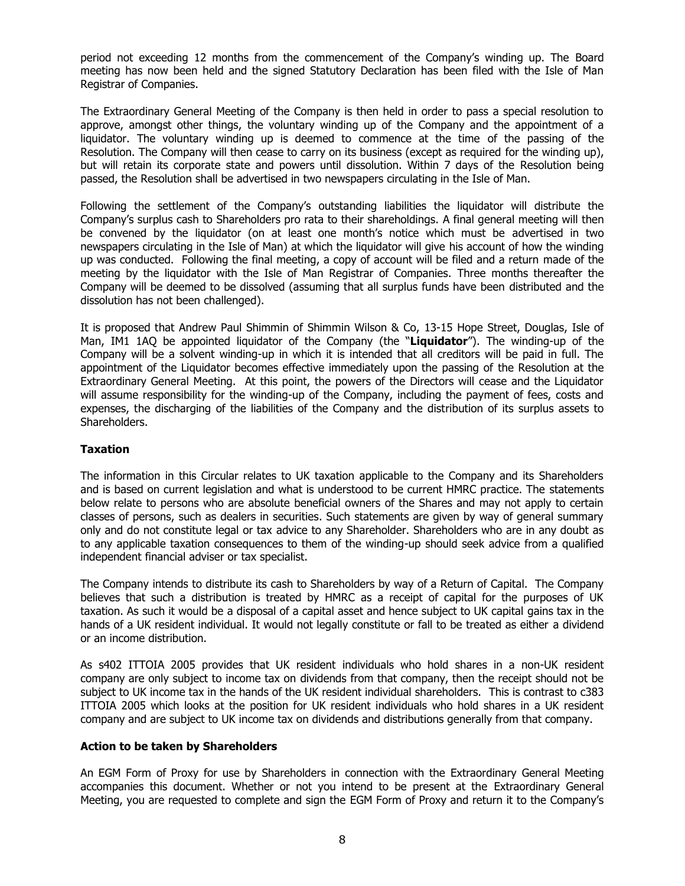period not exceeding 12 months from the commencement of the Company's winding up. The Board meeting has now been held and the signed Statutory Declaration has been filed with the Isle of Man Registrar of Companies.

The Extraordinary General Meeting of the Company is then held in order to pass a special resolution to approve, amongst other things, the voluntary winding up of the Company and the appointment of a liquidator. The voluntary winding up is deemed to commence at the time of the passing of the Resolution. The Company will then cease to carry on its business (except as required for the winding up), but will retain its corporate state and powers until dissolution. Within 7 days of the Resolution being passed, the Resolution shall be advertised in two newspapers circulating in the Isle of Man.

Following the settlement of the Company's outstanding liabilities the liquidator will distribute the Company's surplus cash to Shareholders pro rata to their shareholdings. A final general meeting will then be convened by the liquidator (on at least one month's notice which must be advertised in two newspapers circulating in the Isle of Man) at which the liquidator will give his account of how the winding up was conducted. Following the final meeting, a copy of account will be filed and a return made of the meeting by the liquidator with the Isle of Man Registrar of Companies. Three months thereafter the Company will be deemed to be dissolved (assuming that all surplus funds have been distributed and the dissolution has not been challenged).

It is proposed that Andrew Paul Shimmin of Shimmin Wilson & Co, 13-15 Hope Street, Douglas, Isle of Man, IM1 1AQ be appointed liquidator of the Company (the "**Liquidator**"). The winding-up of the Company will be a solvent winding-up in which it is intended that all creditors will be paid in full. The appointment of the Liquidator becomes effective immediately upon the passing of the Resolution at the Extraordinary General Meeting. At this point, the powers of the Directors will cease and the Liquidator will assume responsibility for the winding-up of the Company, including the payment of fees, costs and expenses, the discharging of the liabilities of the Company and the distribution of its surplus assets to Shareholders.

**Taxation**

The information in this Circular relates to UK taxation applicable to the Company and its Shareholders and is based on current legislation and what is understood to be current HMRC practice. The statements below relate to persons who are absolute beneficial owners of the Shares and may not apply to certain classes of persons, such as dealers in securities. Such statements are given by way of general summary only and do not constitute legal or tax advice to any Shareholder. Shareholders who are in any doubt as to any applicable taxation consequences to them of the winding-up should seek advice from a qualified independent financial adviser or tax specialist.

The Company intends to distribute its cash to Shareholders by way of a Return of Capital. The Company believes that such a distribution is treated by HMRC as a receipt of capital for the purposes of UK taxation. As such it would be a disposal of a capital asset and hence subject to UK capital gains tax in the hands of a UK resident individual. It would not legally constitute or fall to be treated as either a dividend or an income distribution.

As s402 ITTOIA 2005 provides that UK resident individuals who hold shares in a non-UK resident company are only subject to income tax on dividends from that company, then the receipt should not be subject to UK income tax in the hands of the UK resident individual shareholders. This is contrast to c383 ITTOIA 2005 which looks at the position for UK resident individuals who hold shares in a UK resident company and are subject to UK income tax on dividends and distributions generally from that company.

**Action to be taken by Shareholders**

An EGM Form of Proxy for use by Shareholders in connection with the Extraordinary General Meeting accompanies this document. Whether or not you intend to be present at the Extraordinary General Meeting, you are requested to complete and sign the EGM Form of Proxy and return it to the Company's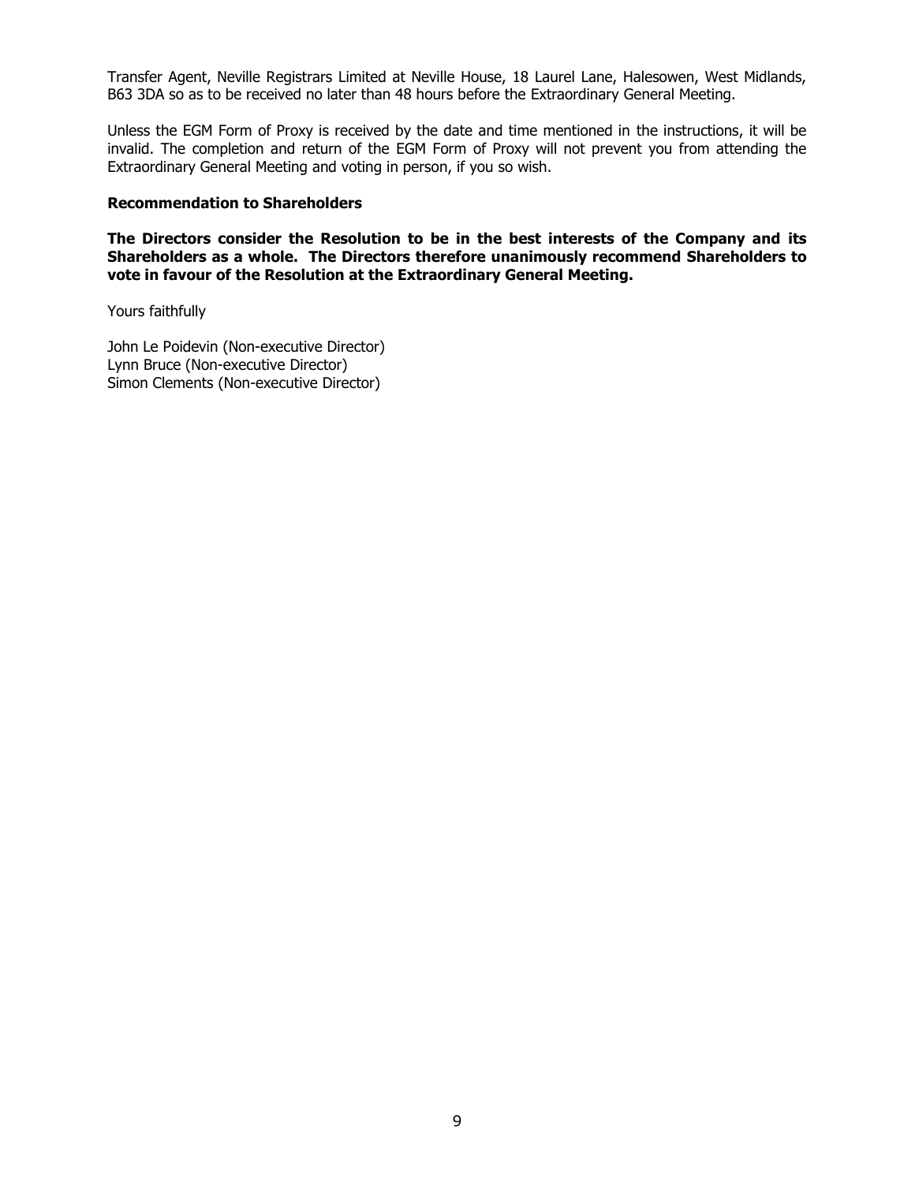Transfer Agent, Neville Registrars Limited at Neville House, 18 Laurel Lane, Halesowen, West Midlands, B63 3DA so as to be received no later than 48 hours before the Extraordinary General Meeting.

Unless the EGM Form of Proxy is received by the date and time mentioned in the instructions, it will be invalid. The completion and return of the EGM Form of Proxy will not prevent you from attending the Extraordinary General Meeting and voting in person, if you so wish.

**Recommendation to Shareholders**

**The Directors consider the Resolution to be in the best interests of the Company and its Shareholders as a whole. The Directors therefore unanimously recommend Shareholders to vote in favour of the Resolution at the Extraordinary General Meeting.**

Yours faithfully

John Le Poidevin (Non-executive Director)
Lynn Bruce (Non-executive Director)
Simon Clements (Non-executive Director)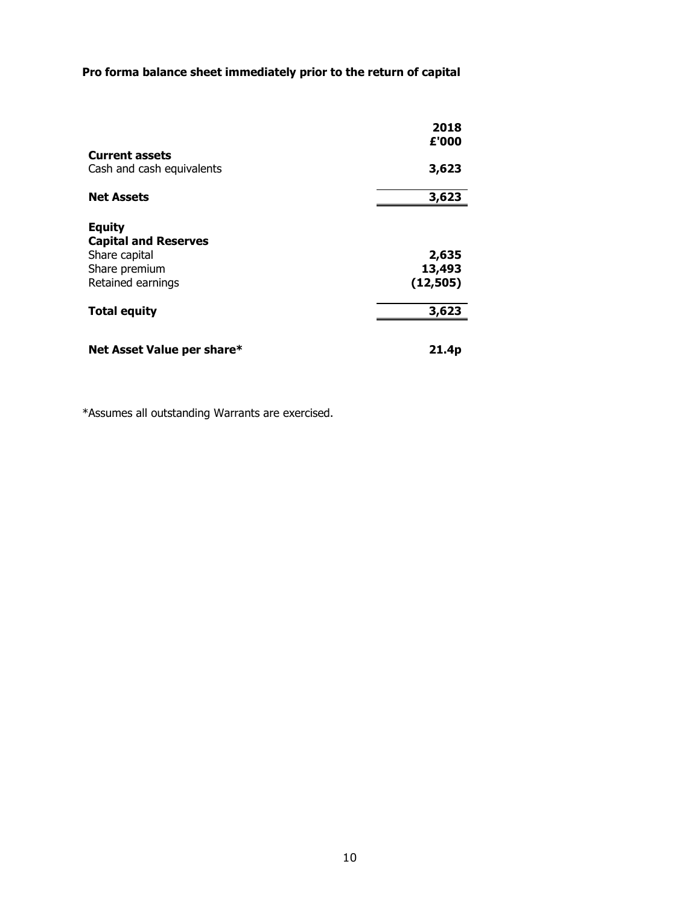**Pro forma balance sheet immediately prior to the return of capital**

| | 2018<br>£'000 |
|---|---|
| **Current assets** | |
| Cash and cash equivalents | **3,623** |
| **Net Assets** | **3,623** |
| **Equity** | |
| **Capital and Reserves** | |
| Share capital | **2,635** |
| Share premium | **13,493** |
| Retained earnings | **(12,505)** |
| **Total equity** | **3,623** |
| **Net Asset Value per share*** | **21.4p** |

*Assumes all outstanding Warrants are exercised.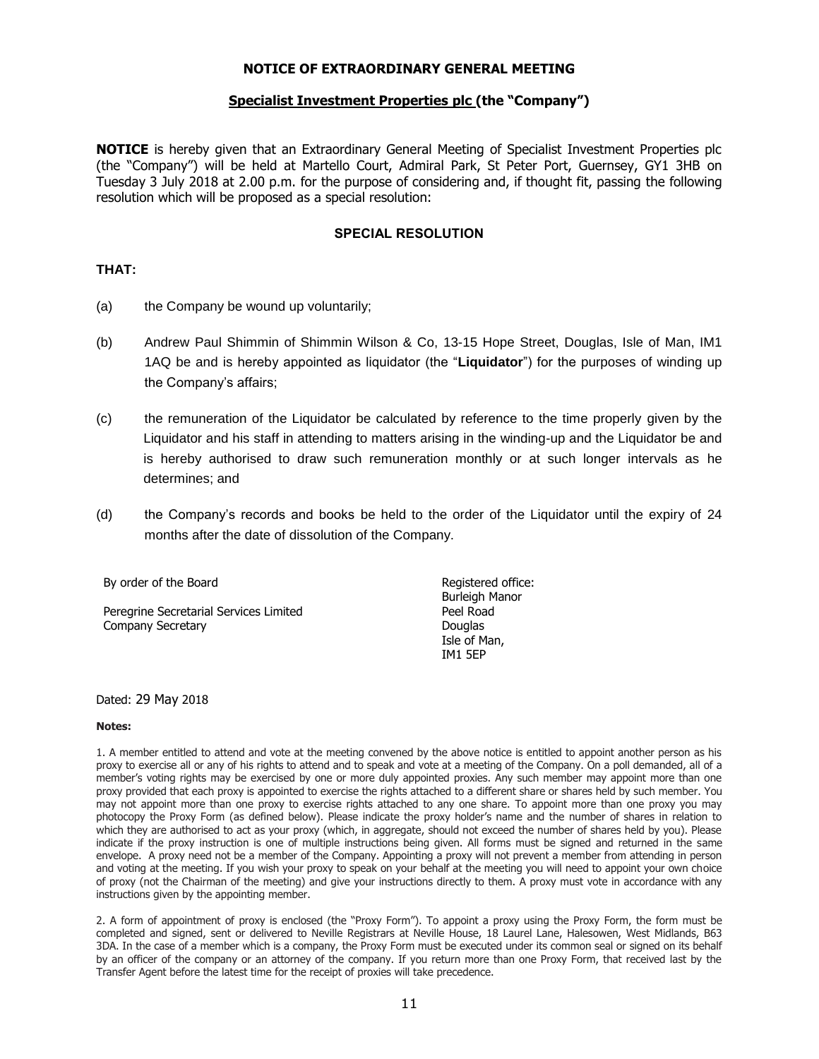# NOTICE OF EXTRAORDINARY GENERAL MEETING

## Specialist Investment Properties plc (the "Company")

**NOTICE** is hereby given that an Extraordinary General Meeting of Specialist Investment Properties plc (the "Company") will be held at Martello Court, Admiral Park, St Peter Port, Guernsey, GY1 3HB on Tuesday 3 July 2018 at 2.00 p.m. for the purpose of considering and, if thought fit, passing the following resolution which will be proposed as a special resolution:

### SPECIAL RESOLUTION

**THAT:**

(a) the Company be wound up voluntarily;

(b) Andrew Paul Shimmin of Shimmin Wilson & Co, 13-15 Hope Street, Douglas, Isle of Man, IM1 1AQ be and is hereby appointed as liquidator (the "**Liquidator**") for the purposes of winding up the Company's affairs;

(c) the remuneration of the Liquidator be calculated by reference to the time properly given by the Liquidator and his staff in attending to matters arising in the winding-up and the Liquidator be and is hereby authorised to draw such remuneration monthly or at such longer intervals as he determines; and

(d) the Company's records and books be held to the order of the Liquidator until the expiry of 24 months after the date of dissolution of the Company.

By order of the Board

Peregrine Secretarial Services Limited
Company Secretary

Registered office:
Burleigh Manor
Peel Road
Douglas
Isle of Man,
IM1 5EP

Dated: 29 May 2018

**Notes:**

1. A member entitled to attend and vote at the meeting convened by the above notice is entitled to appoint another person as his proxy to exercise all or any of his rights to attend and to speak and vote at a meeting of the Company. On a poll demanded, all of a member's voting rights may be exercised by one or more duly appointed proxies. Any such member may appoint more than one proxy provided that each proxy is appointed to exercise the rights attached to a different share or shares held by such member. You may not appoint more than one proxy to exercise rights attached to any one share. To appoint more than one proxy you may photocopy the Proxy Form (as defined below). Please indicate the proxy holder's name and the number of shares in relation to which they are authorised to act as your proxy (which, in aggregate, should not exceed the number of shares held by you). Please indicate if the proxy instruction is one of multiple instructions being given. All forms must be signed and returned in the same envelope. A proxy need not be a member of the Company. Appointing a proxy will not prevent a member from attending in person and voting at the meeting. If you wish your proxy to speak on your behalf at the meeting you will need to appoint your own choice of proxy (not the Chairman of the meeting) and give your instructions directly to them. A proxy must vote in accordance with any instructions given by the appointing member.

2. A form of appointment of proxy is enclosed (the "Proxy Form"). To appoint a proxy using the Proxy Form, the form must be completed and signed, sent or delivered to Neville Registrars at Neville House, 18 Laurel Lane, Halesowen, West Midlands, B63 3DA. In the case of a member which is a company, the Proxy Form must be executed under its common seal or signed on its behalf by an officer of the company or an attorney of the company. If you return more than one Proxy Form, that received last by the Transfer Agent before the latest time for the receipt of proxies will take precedence.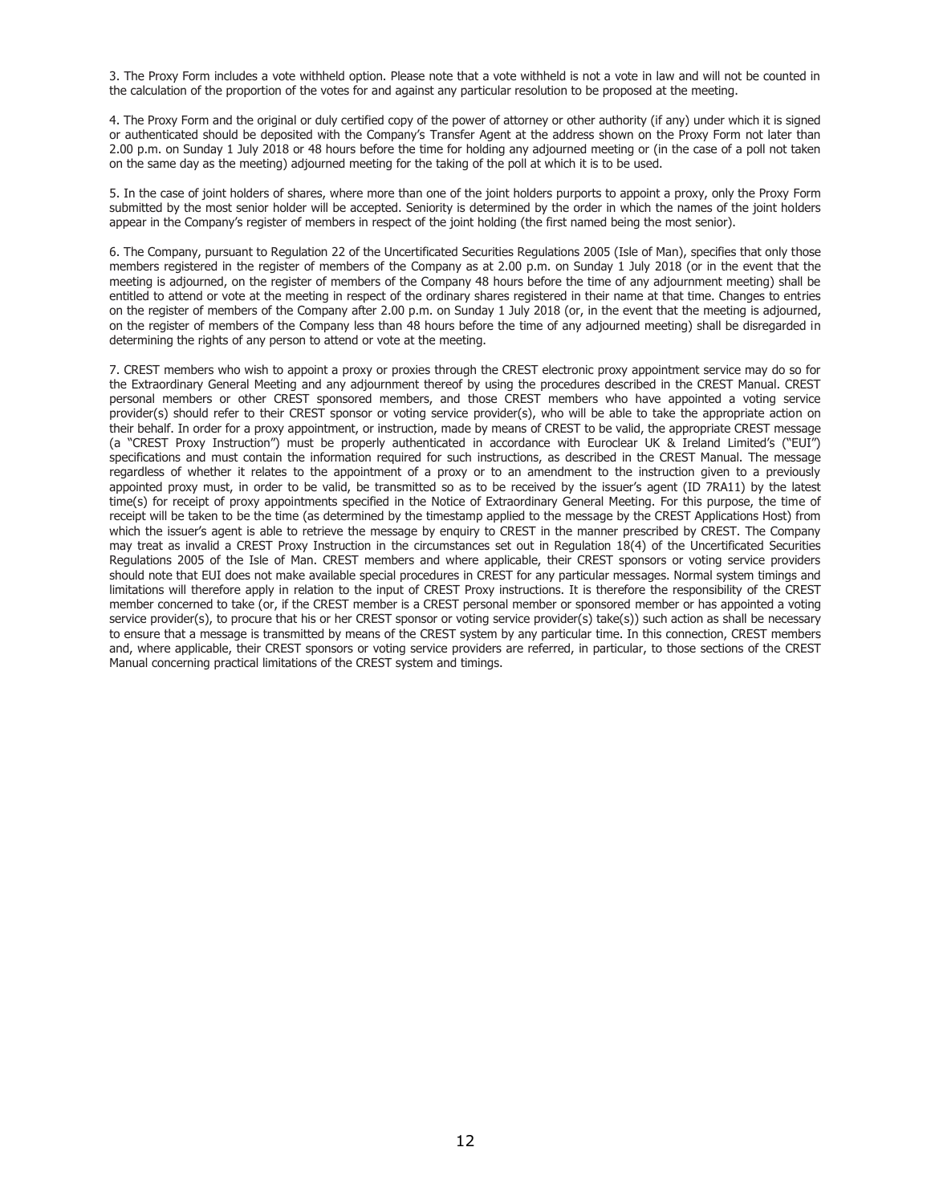3. The Proxy Form includes a vote withheld option. Please note that a vote withheld is not a vote in law and will not be counted in the calculation of the proportion of the votes for and against any particular resolution to be proposed at the meeting.

4. The Proxy Form and the original or duly certified copy of the power of attorney or other authority (if any) under which it is signed or authenticated should be deposited with the Company's Transfer Agent at the address shown on the Proxy Form not later than 2.00 p.m. on Sunday 1 July 2018 or 48 hours before the time for holding any adjourned meeting or (in the case of a poll not taken on the same day as the meeting) adjourned meeting for the taking of the poll at which it is to be used.

5. In the case of joint holders of shares, where more than one of the joint holders purports to appoint a proxy, only the Proxy Form submitted by the most senior holder will be accepted. Seniority is determined by the order in which the names of the joint holders appear in the Company's register of members in respect of the joint holding (the first named being the most senior).

6. The Company, pursuant to Regulation 22 of the Uncertificated Securities Regulations 2005 (Isle of Man), specifies that only those members registered in the register of members of the Company as at 2.00 p.m. on Sunday 1 July 2018 (or in the event that the meeting is adjourned, on the register of members of the Company 48 hours before the time of any adjournment meeting) shall be entitled to attend or vote at the meeting in respect of the ordinary shares registered in their name at that time. Changes to entries on the register of members of the Company after 2.00 p.m. on Sunday 1 July 2018 (or, in the event that the meeting is adjourned, on the register of members of the Company less than 48 hours before the time of any adjourned meeting) shall be disregarded in determining the rights of any person to attend or vote at the meeting.

7. CREST members who wish to appoint a proxy or proxies through the CREST electronic proxy appointment service may do so for the Extraordinary General Meeting and any adjournment thereof by using the procedures described in the CREST Manual. CREST personal members or other CREST sponsored members, and those CREST members who have appointed a voting service provider(s) should refer to their CREST sponsor or voting service provider(s), who will be able to take the appropriate action on their behalf. In order for a proxy appointment, or instruction, made by means of CREST to be valid, the appropriate CREST message (a "CREST Proxy Instruction") must be properly authenticated in accordance with Euroclear UK & Ireland Limited's ("EUI") specifications and must contain the information required for such instructions, as described in the CREST Manual. The message regardless of whether it relates to the appointment of a proxy or to an amendment to the instruction given to a previously appointed proxy must, in order to be valid, be transmitted so as to be received by the issuer's agent (ID 7RA11) by the latest time(s) for receipt of proxy appointments specified in the Notice of Extraordinary General Meeting. For this purpose, the time of receipt will be taken to be the time (as determined by the timestamp applied to the message by the CREST Applications Host) from which the issuer's agent is able to retrieve the message by enquiry to CREST in the manner prescribed by CREST. The Company may treat as invalid a CREST Proxy Instruction in the circumstances set out in Regulation 18(4) of the Uncertificated Securities Regulations 2005 of the Isle of Man. CREST members and where applicable, their CREST sponsors or voting service providers should note that EUI does not make available special procedures in CREST for any particular messages. Normal system timings and limitations will therefore apply in relation to the input of CREST Proxy instructions. It is therefore the responsibility of the CREST member concerned to take (or, if the CREST member is a CREST personal member or sponsored member or has appointed a voting service provider(s), to procure that his or her CREST sponsor or voting service provider(s) take(s)) such action as shall be necessary to ensure that a message is transmitted by means of the CREST system by any particular time. In this connection, CREST members and, where applicable, their CREST sponsors or voting service providers are referred, in particular, to those sections of the CREST Manual concerning practical limitations of the CREST system and timings.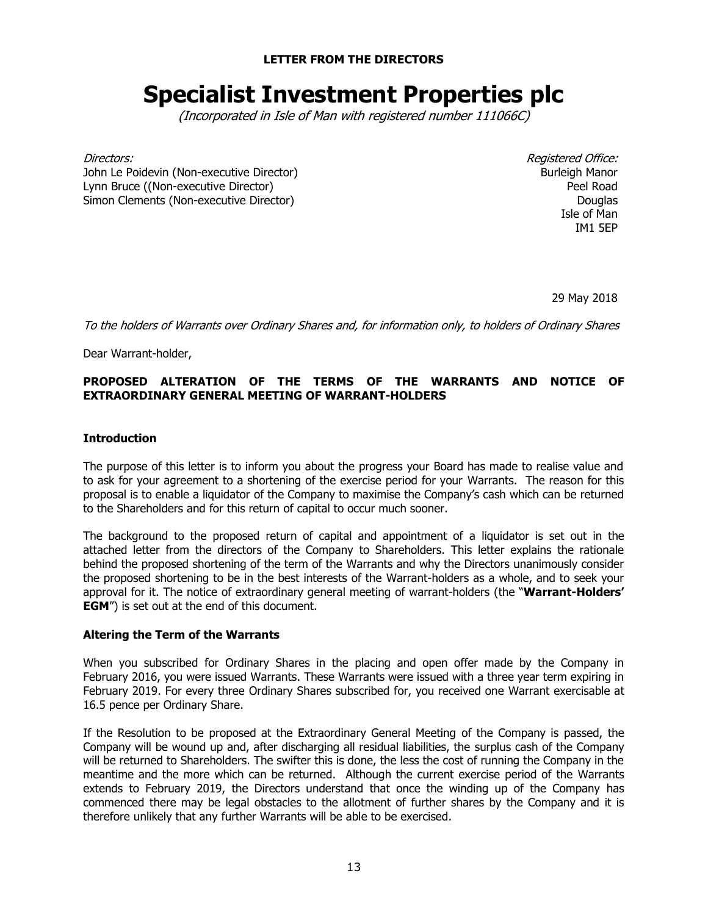**LETTER FROM THE DIRECTORS**

# Specialist Investment Properties plc

*(Incorporated in Isle of Man with registered number 111066C)*

*Directors:*
John Le Poidevin (Non-executive Director)
Lynn Bruce ((Non-executive Director)
Simon Clements (Non-executive Director)

*Registered Office:*
Burleigh Manor
Peel Road
Douglas
Isle of Man
IM1 5EP

29 May 2018

*To the holders of Warrants over Ordinary Shares and, for information only, to holders of Ordinary Shares*

Dear Warrant-holder,

**PROPOSED ALTERATION OF THE TERMS OF THE WARRANTS AND NOTICE OF EXTRAORDINARY GENERAL MEETING OF WARRANT-HOLDERS**

**Introduction**

The purpose of this letter is to inform you about the progress your Board has made to realise value and to ask for your agreement to a shortening of the exercise period for your Warrants. The reason for this proposal is to enable a liquidator of the Company to maximise the Company's cash which can be returned to the Shareholders and for this return of capital to occur much sooner.

The background to the proposed return of capital and appointment of a liquidator is set out in the attached letter from the directors of the Company to Shareholders. This letter explains the rationale behind the proposed shortening of the term of the Warrants and why the Directors unanimously consider the proposed shortening to be in the best interests of the Warrant-holders as a whole, and to seek your approval for it. The notice of extraordinary general meeting of warrant-holders (the "**Warrant-Holders' EGM**") is set out at the end of this document.

**Altering the Term of the Warrants**

When you subscribed for Ordinary Shares in the placing and open offer made by the Company in February 2016, you were issued Warrants. These Warrants were issued with a three year term expiring in February 2019. For every three Ordinary Shares subscribed for, you received one Warrant exercisable at 16.5 pence per Ordinary Share.

If the Resolution to be proposed at the Extraordinary General Meeting of the Company is passed, the Company will be wound up and, after discharging all residual liabilities, the surplus cash of the Company will be returned to Shareholders. The swifter this is done, the less the cost of running the Company in the meantime and the more which can be returned. Although the current exercise period of the Warrants extends to February 2019, the Directors understand that once the winding up of the Company has commenced there may be legal obstacles to the allotment of further shares by the Company and it is therefore unlikely that any further Warrants will be able to be exercised.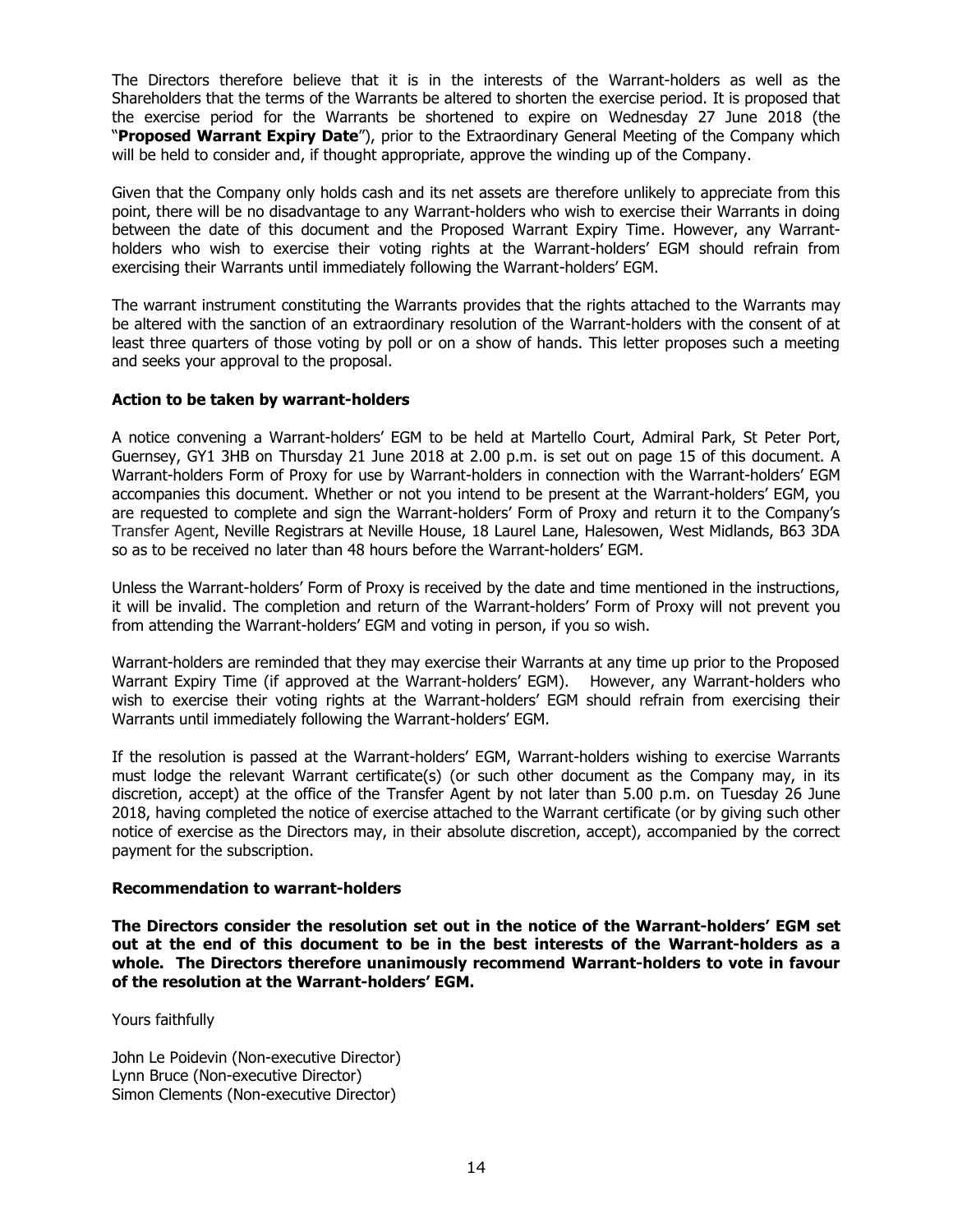The Directors therefore believe that it is in the interests of the Warrant-holders as well as the Shareholders that the terms of the Warrants be altered to shorten the exercise period. It is proposed that the exercise period for the Warrants be shortened to expire on Wednesday 27 June 2018 (the "**Proposed Warrant Expiry Date**"), prior to the Extraordinary General Meeting of the Company which will be held to consider and, if thought appropriate, approve the winding up of the Company.

Given that the Company only holds cash and its net assets are therefore unlikely to appreciate from this point, there will be no disadvantage to any Warrant-holders who wish to exercise their Warrants in doing between the date of this document and the Proposed Warrant Expiry Time. However, any Warrant-holders who wish to exercise their voting rights at the Warrant-holders' EGM should refrain from exercising their Warrants until immediately following the Warrant-holders' EGM.

The warrant instrument constituting the Warrants provides that the rights attached to the Warrants may be altered with the sanction of an extraordinary resolution of the Warrant-holders with the consent of at least three quarters of those voting by poll or on a show of hands. This letter proposes such a meeting and seeks your approval to the proposal.

**Action to be taken by warrant-holders**

A notice convening a Warrant-holders' EGM to be held at Martello Court, Admiral Park, St Peter Port, Guernsey, GY1 3HB on Thursday 21 June 2018 at 2.00 p.m. is set out on page 15 of this document. A Warrant-holders Form of Proxy for use by Warrant-holders in connection with the Warrant-holders' EGM accompanies this document. Whether or not you intend to be present at the Warrant-holders' EGM, you are requested to complete and sign the Warrant-holders' Form of Proxy and return it to the Company's Transfer Agent, Neville Registrars at Neville House, 18 Laurel Lane, Halesowen, West Midlands, B63 3DA so as to be received no later than 48 hours before the Warrant-holders' EGM.

Unless the Warrant-holders' Form of Proxy is received by the date and time mentioned in the instructions, it will be invalid. The completion and return of the Warrant-holders' Form of Proxy will not prevent you from attending the Warrant-holders' EGM and voting in person, if you so wish.

Warrant-holders are reminded that they may exercise their Warrants at any time up prior to the Proposed Warrant Expiry Time (if approved at the Warrant-holders' EGM). However, any Warrant-holders who wish to exercise their voting rights at the Warrant-holders' EGM should refrain from exercising their Warrants until immediately following the Warrant-holders' EGM.

If the resolution is passed at the Warrant-holders' EGM, Warrant-holders wishing to exercise Warrants must lodge the relevant Warrant certificate(s) (or such other document as the Company may, in its discretion, accept) at the office of the Transfer Agent by not later than 5.00 p.m. on Tuesday 26 June 2018, having completed the notice of exercise attached to the Warrant certificate (or by giving such other notice of exercise as the Directors may, in their absolute discretion, accept), accompanied by the correct payment for the subscription.

**Recommendation to warrant-holders**

**The Directors consider the resolution set out in the notice of the Warrant-holders' EGM set out at the end of this document to be in the best interests of the Warrant-holders as a whole. The Directors therefore unanimously recommend Warrant-holders to vote in favour of the resolution at the Warrant-holders' EGM.**

Yours faithfully

John Le Poidevin (Non-executive Director)
Lynn Bruce (Non-executive Director)
Simon Clements (Non-executive Director)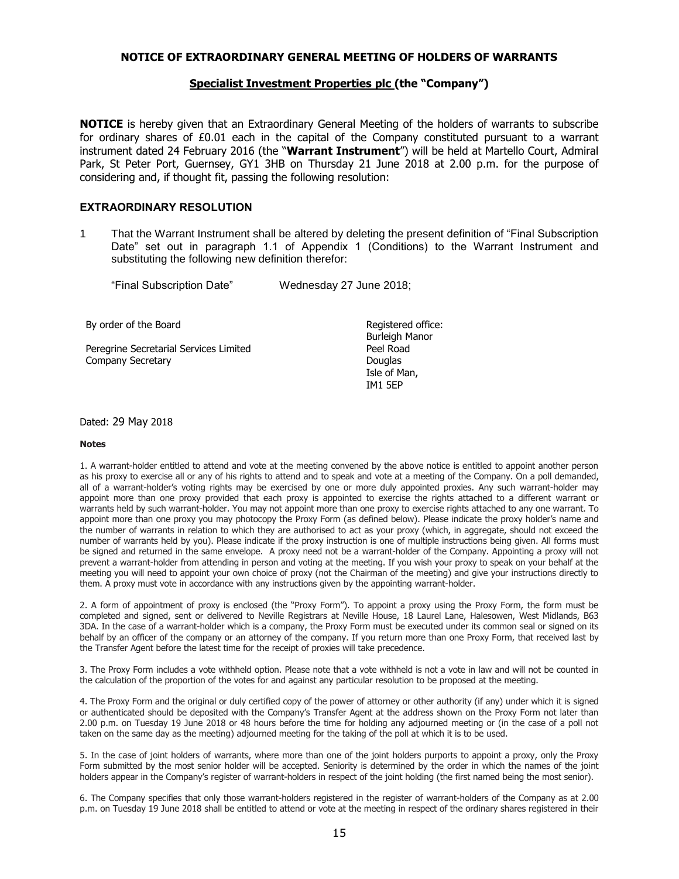## NOTICE OF EXTRAORDINARY GENERAL MEETING OF HOLDERS OF WARRANTS

### Specialist Investment Properties plc (the "Company")

**NOTICE** is hereby given that an Extraordinary General Meeting of the holders of warrants to subscribe for ordinary shares of £0.01 each in the capital of the Company constituted pursuant to a warrant instrument dated 24 February 2016 (the "**Warrant Instrument**") will be held at Martello Court, Admiral Park, St Peter Port, Guernsey, GY1 3HB on Thursday 21 June 2018 at 2.00 p.m. for the purpose of considering and, if thought fit, passing the following resolution:

### EXTRAORDINARY RESOLUTION

1 That the Warrant Instrument shall be altered by deleting the present definition of "Final Subscription Date" set out in paragraph 1.1 of Appendix 1 (Conditions) to the Warrant Instrument and substituting the following new definition therefor:

"Final Subscription Date" Wednesday 27 June 2018;

By order of the Board

Peregrine Secretarial Services Limited
Company Secretary

Registered office:
Burleigh Manor
Peel Road
Douglas
Isle of Man,
IM1 5EP

Dated: 29 May 2018

**Notes**

1. A warrant-holder entitled to attend and vote at the meeting convened by the above notice is entitled to appoint another person as his proxy to exercise all or any of his rights to attend and to speak and vote at a meeting of the Company. On a poll demanded, all of a warrant-holder's voting rights may be exercised by one or more duly appointed proxies. Any such warrant-holder may appoint more than one proxy provided that each proxy is appointed to exercise the rights attached to a different warrant or warrants held by such warrant-holder. You may not appoint more than one proxy to exercise rights attached to any one warrant. To appoint more than one proxy you may photocopy the Proxy Form (as defined below). Please indicate the proxy holder's name and the number of warrants in relation to which they are authorised to act as your proxy (which, in aggregate, should not exceed the number of warrants held by you). Please indicate if the proxy instruction is one of multiple instructions being given. All forms must be signed and returned in the same envelope. A proxy need not be a warrant-holder of the Company. Appointing a proxy will not prevent a warrant-holder from attending in person and voting at the meeting. If you wish your proxy to speak on your behalf at the meeting you will need to appoint your own choice of proxy (not the Chairman of the meeting) and give your instructions directly to them. A proxy must vote in accordance with any instructions given by the appointing warrant-holder.

2. A form of appointment of proxy is enclosed (the "Proxy Form"). To appoint a proxy using the Proxy Form, the form must be completed and signed, sent or delivered to Neville Registrars at Neville House, 18 Laurel Lane, Halesowen, West Midlands, B63 3DA. In the case of a warrant-holder which is a company, the Proxy Form must be executed under its common seal or signed on its behalf by an officer of the company or an attorney of the company. If you return more than one Proxy Form, that received last by the Transfer Agent before the latest time for the receipt of proxies will take precedence.

3. The Proxy Form includes a vote withheld option. Please note that a vote withheld is not a vote in law and will not be counted in the calculation of the proportion of the votes for and against any particular resolution to be proposed at the meeting.

4. The Proxy Form and the original or duly certified copy of the power of attorney or other authority (if any) under which it is signed or authenticated should be deposited with the Company's Transfer Agent at the address shown on the Proxy Form not later than 2.00 p.m. on Tuesday 19 June 2018 or 48 hours before the time for holding any adjourned meeting or (in the case of a poll not taken on the same day as the meeting) adjourned meeting for the taking of the poll at which it is to be used.

5. In the case of joint holders of warrants, where more than one of the joint holders purports to appoint a proxy, only the Proxy Form submitted by the most senior holder will be accepted. Seniority is determined by the order in which the names of the joint holders appear in the Company's register of warrant-holders in respect of the joint holding (the first named being the most senior).

6. The Company specifies that only those warrant-holders registered in the register of warrant-holders of the Company as at 2.00 p.m. on Tuesday 19 June 2018 shall be entitled to attend or vote at the meeting in respect of the ordinary shares registered in their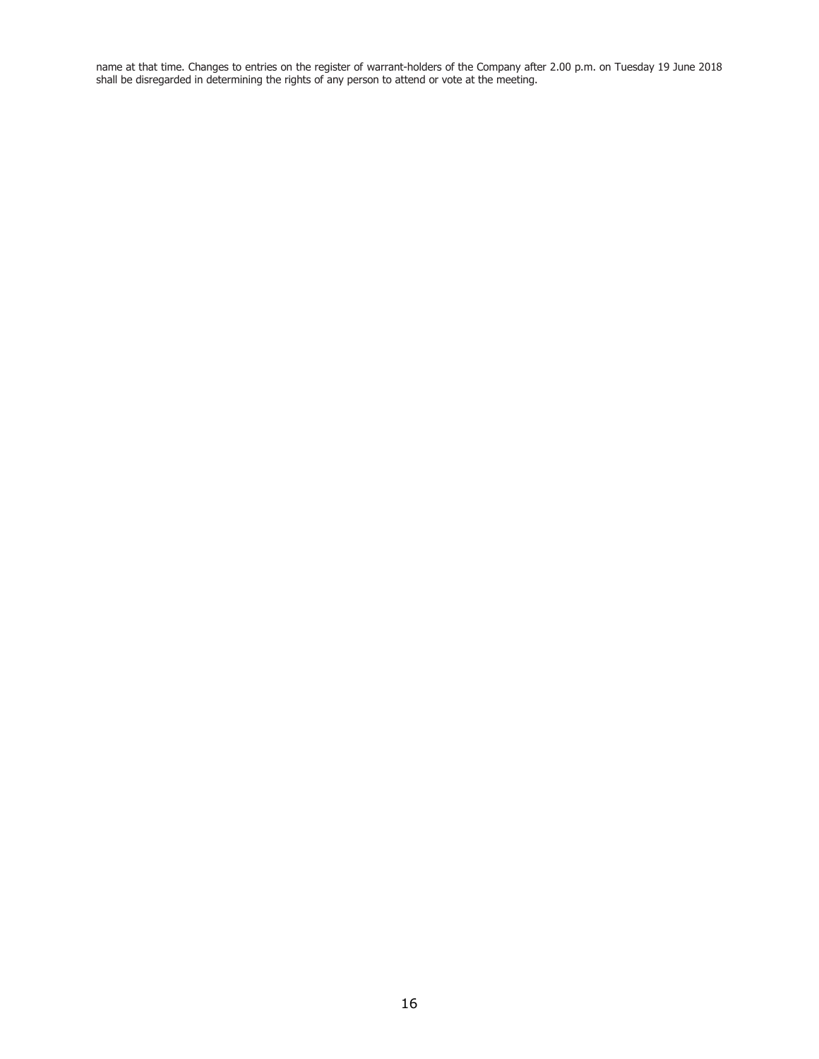name at that time. Changes to entries on the register of warrant-holders of the Company after 2.00 p.m. on Tuesday 19 June 2018 shall be disregarded in determining the rights of any person to attend or vote at the meeting.